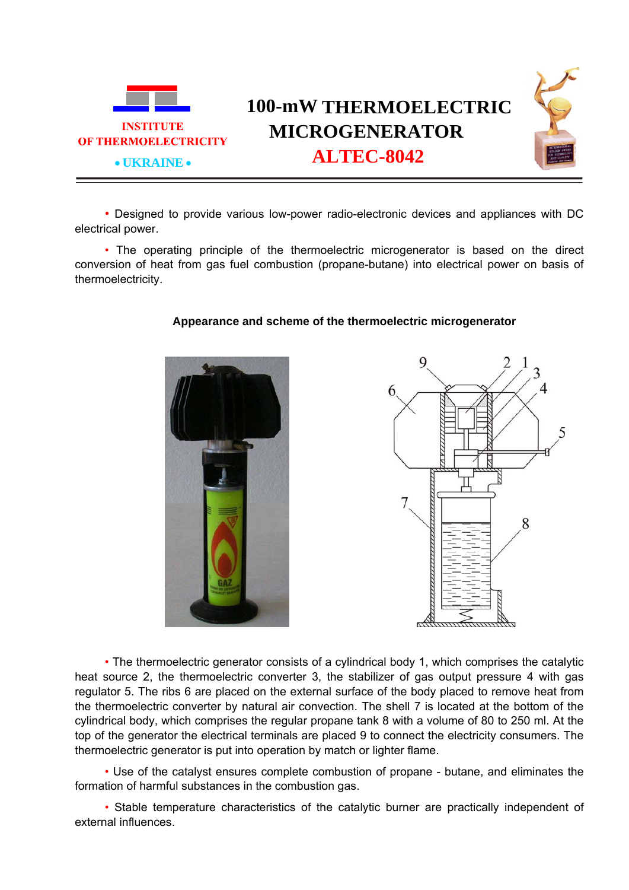INSTITUTE
OF THERMOELECTRICITY
• UKRAINE •

# 100-mW THERMOELECTRIC MICROGENERATOR ALTEC-8042

- Designed to provide various low-power radio-electronic devices and appliances with DC electrical power.

- The operating principle of the thermoelectric microgenerator is based on the direct conversion of heat from gas fuel combustion (propane-butane) into electrical power on basis of thermoelectricity.

**Appearance and scheme of the thermoelectric microgenerator**

- The thermoelectric generator consists of a cylindrical body 1, which comprises the catalytic heat source 2, the thermoelectric converter 3, the stabilizer of gas output pressure 4 with gas regulator 5. The ribs 6 are placed on the external surface of the body placed to remove heat from the thermoelectric converter by natural air convection. The shell 7 is located at the bottom of the cylindrical body, which comprises the regular propane tank 8 with a volume of 80 to 250 ml. At the top of the generator the electrical terminals are placed 9 to connect the electricity consumers. The thermoelectric generator is put into operation by match or lighter flame.

- Use of the catalyst ensures complete combustion of propane - butane, and eliminates the formation of harmful substances in the combustion gas.

- Stable temperature characteristics of the catalytic burner are practically independent of external influences.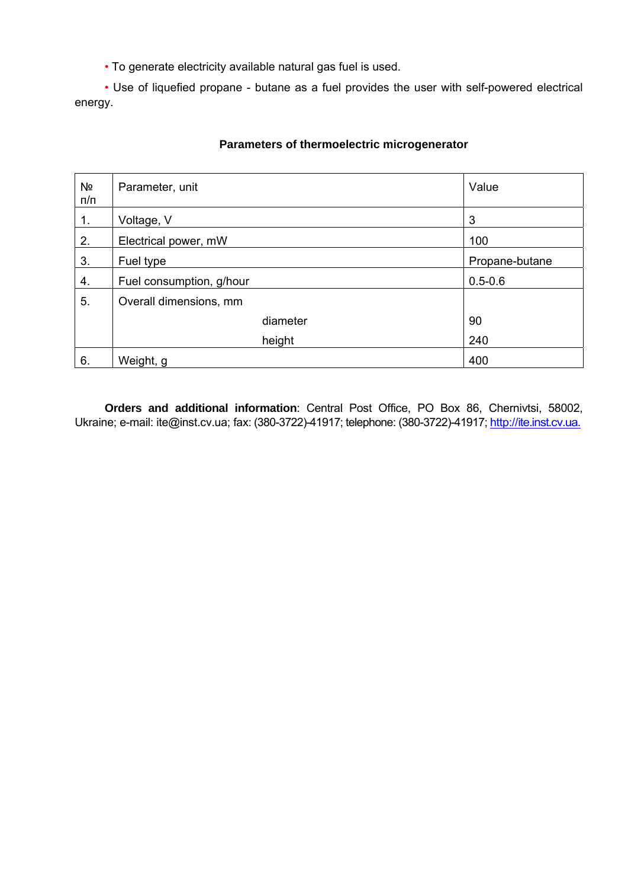- To generate electricity available natural gas fuel is used.
- Use of liquefied propane - butane as a fuel provides the user with self-powered electrical energy.

**Parameters of thermoelectric microgenerator**

| № п/п | Parameter, unit | Value |
|---|---|---|
| 1. | Voltage, V | 3 |
| 2. | Electrical power, mW | 100 |
| 3. | Fuel type | Propane-butane |
| 4. | Fuel consumption, g/hour | 0.5-0.6 |
| 5. | Overall dimensions, mm | |
| | diameter | 90 |
| | height | 240 |
| 6. | Weight, g | 400 |

**Orders and additional information**: Central Post Office, PO Box 86, Chernivtsi, 58002, Ukraine; e-mail: ite@inst.cv.ua; fax: (380-3722)-41917; telephone: (380-3722)-41917; http://ite.inst.cv.ua.